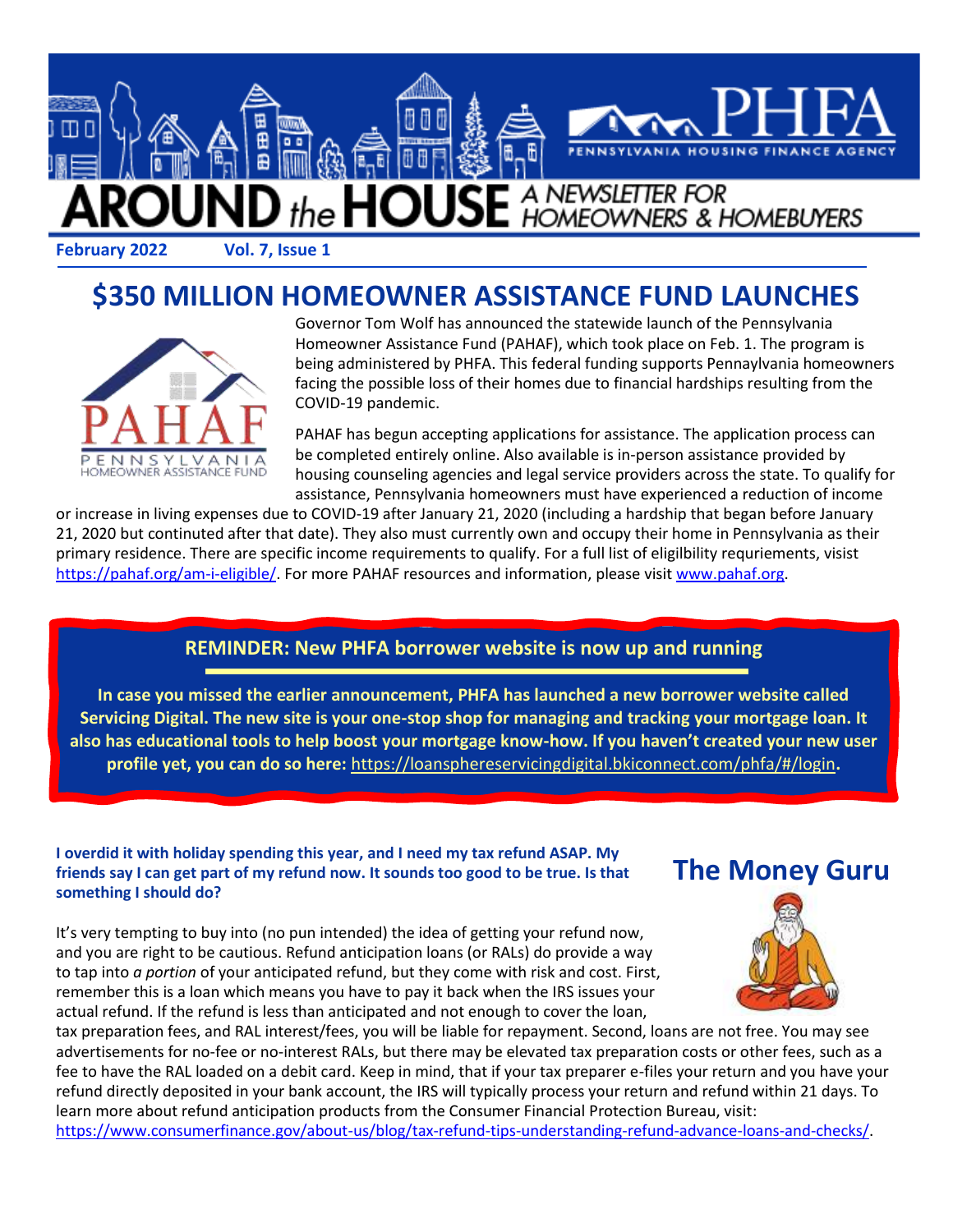# AROUND the HOUSE

A NEWSLETTER FOR HOMEOWNERS & HOMEBUYERS

**February 2022** **Vol. 7, Issue 1**

## $350 MILLION HOMEOWNER ASSISTANCE FUND LAUNCHES

Governor Tom Wolf has announced the statewide launch of the Pennsylvania Homeowner Assistance Fund (PAHAF), which took place on Feb. 1. The program is being administered by PHFA. This federal funding supports Pennaylvania homeowners facing the possible loss of their homes due to financial hardships resulting from the COVID-19 pandemic.

PAHAF has begun accepting applications for assistance. The application process can be completed entirely online. Also available is in-person assistance provided by housing counseling agencies and legal service providers across the state. To qualify for assistance, Pennsylvania homeowners must have experienced a reduction of income or increase in living expenses due to COVID-19 after January 21, 2020 (including a hardship that began before January 21, 2020 but contunited after that date). They also must currently own and occupy their home in Pennsylvania as their primary residence. There are specific income requirements to qualify. For a full list of eligilbility requrienments, visit https://pahaf.org/am-i-eligible/. For more PAHAF resources and information, please visit www.pahaf.org.

**REMINDER: New PHFA borrower website is now up and running**

**In case you missed the earlier announcement, PHFA has launched a new borrower website called Servicing Digital. The new site is your one-stop shop for managing and tracking your mortgage loan. It also has educational tools to help boost your mortgage know-how. If you haven't created your new user profile yet, you can do so here:** https://loansphereservicingdigital.bkiconnect.com/phfa/#/login**.**

## The Money Guru

**I overdid it with holiday spending this year, and I need my tax refund ASAP. My friends say I can get part of my refund now. It sounds too good to be true. Is that something I should do?**

It's very tempting to buy into (no pun intended) the idea of getting your refund now, and you are right to be cautious. Refund anticipation loans (or RALs) do provide a way to tap into *a portion* of your anticipated refund, but they come with risk and cost. First, remember this is a loan which means you have to pay it back when the IRS issues your actual refund. If the refund is less than anticipated and not enough to cover the loan, tax preparation fees, and RAL interest/fees, you will be liable for repayment. Second, loans are not free. You may see advertisements for no-fee or no-interest RALs, but there may be elevated tax preparation costs or other fees, such as a fee to have the RAL loaded on a debit card. Keep in mind, that if your tax preparer e-files your return and you have your refund directly deposited in your bank account, the IRS will typically process your return and refund within 21 days. To learn more about refund anticipation products from the Consumer Financial Protection Bureau, visit: https://www.consumerfinance.gov/about-us/blog/tax-refund-tips-understanding-refund-advance-loans-and-checks/.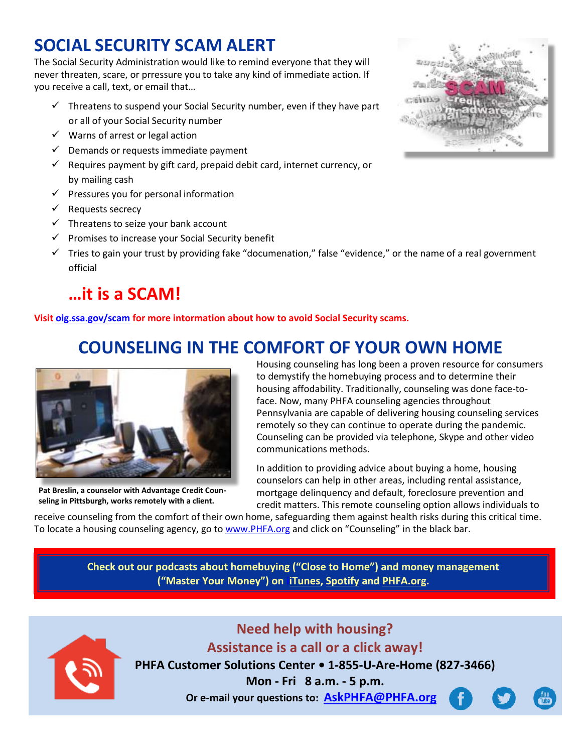# SOCIAL SECURITY SCAM ALERT

The Social Security Administration would like to remind everyone that they will never threaten, scare, or prressure you to take any kind of immediate action. If you receive a call, text, or email that…

- ✓ Threatens to suspend your Social Security number, even if they have part or all of your Social Security number
- ✓ Warns of arrest or legal action
- ✓ Demands or requests immediate payment
- ✓ Requires payment by gift card, prepaid debit card, internet currency, or by mailing cash
- ✓ Pressures you for personal information
- ✓ Requests secrecy
- ✓ Threatens to seize your bank account
- ✓ Promises to increase your Social Security benefit
- ✓ Tries to gain your trust by providing fake "documenation," false "evidence," or the name of a real government official

## …it is a SCAM!

**Visit oig.ssa.gov/scam for more information about how to avoid Social Security scams.**

# COUNSELING IN THE COMFORT OF YOUR OWN HOME

**Pat Breslin, a counselor with Advantage Credit Counseling in Pittsburgh, works remotely with a client.**

Housing counseling has long been a proven resource for consumers to demystify the homebuying process and to determine their housing affordability. Traditionally, counseling was done face-to-face. Now, many PHFA counseling agencies throughout Pennsylvania are capable of delivering housing counseling services remotely so they can continue to operate during the pandemic. Counseling can be provided via telephone, Skype and other video communications methods.

In addition to providing advice about buying a home, housing counselors can help in other areas, including rental assistance, mortgage delinquency and default, foreclosure prevention and credit matters. This remote counseling option allows individuals to receive counseling from the comfort of their own home, safeguarding them against health risks during this critical time. To locate a housing counseling agency, go to www.PHFA.org and click on "Counseling" in the black bar.

**Check out our podcasts about homebuying ("Close to Home") and money management ("Master Your Money") on iTunes, Spotify and PHFA.org.**

**Need help with housing?**
**Assistance is a call or a click away!**
**PHFA Customer Solutions Center • 1-855-U-Are-Home (827-3466)**
**Mon - Fri 8 a.m. - 5 p.m.**
**Or e-mail your questions to: AskPHFA@PHFA.org**